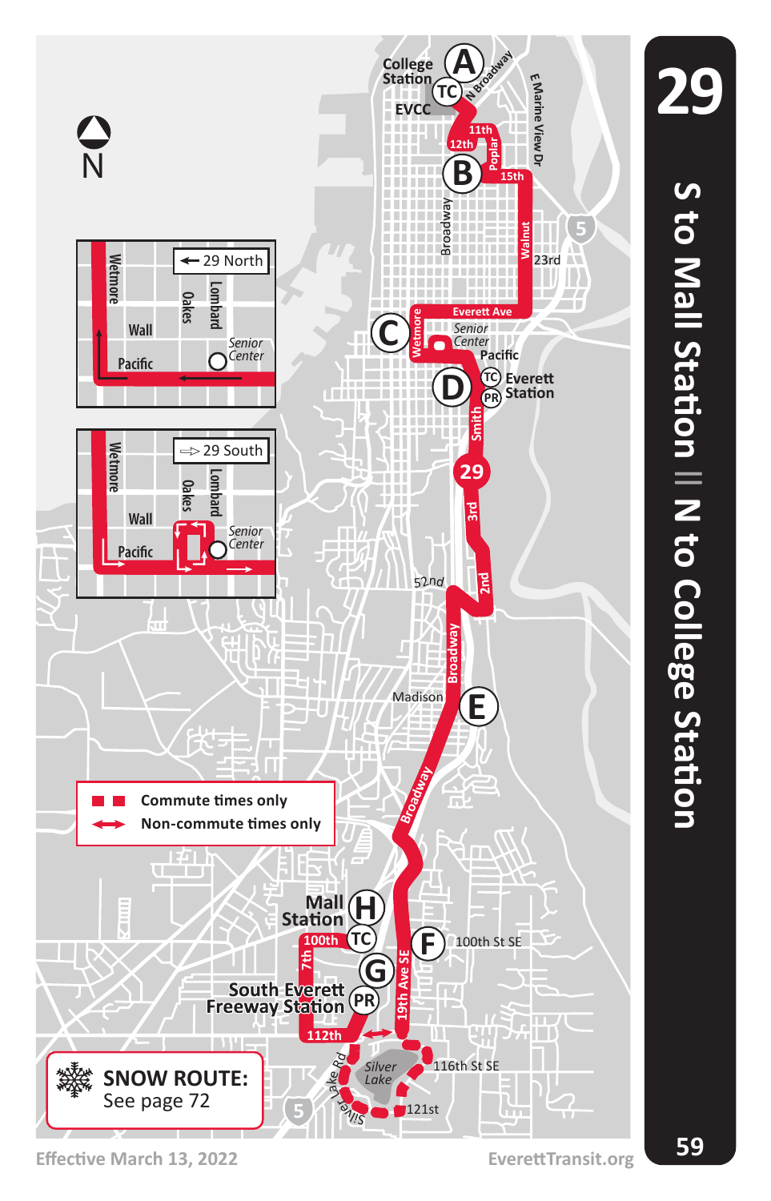# 29

## S to Mall Station || N to College Station

■ ■ Commute times only

↔ Non-commute times only

**SNOW ROUTE:** See page 72

← 29 North

⇨ 29 South

Effective March 13, 2022

EverettTransit.org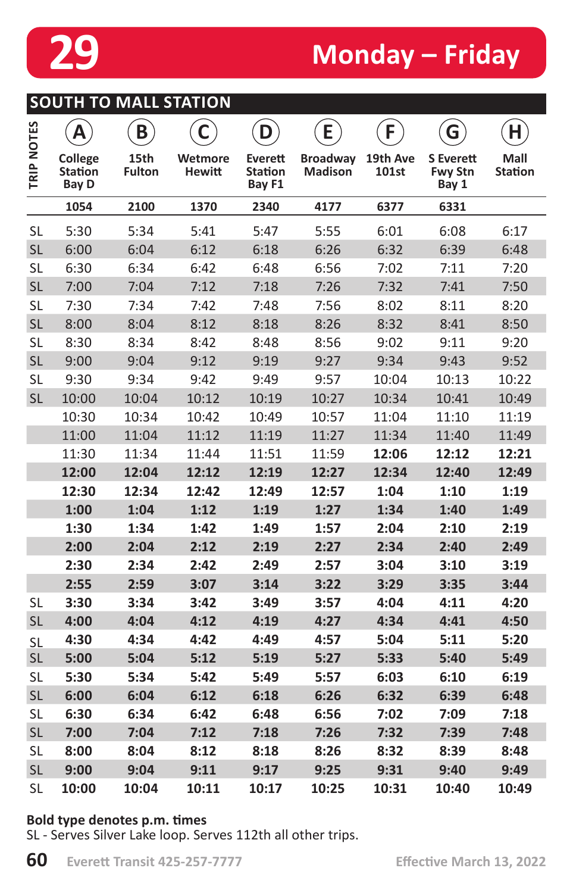# 29 Monday – Friday

## SOUTH TO MALL STATION

| TRIP NOTES | A College Station Bay D | B 15th Fulton | C Wetmore Hewitt | D Everett Station Bay F1 | E Broadway Madison | F 19th Ave 101st | G S Everett Fwy Stn Bay 1 | H Mall Station |
|---|---|---|---|---|---|---|---|---|
| | 1054 | 2100 | 1370 | 2340 | 4177 | 6377 | 6331 | |
| SL | 5:30 | 5:34 | 5:41 | 5:47 | 5:55 | 6:01 | 6:08 | 6:17 |
| SL | 6:00 | 6:04 | 6:12 | 6:18 | 6:26 | 6:32 | 6:39 | 6:48 |
| SL | 6:30 | 6:34 | 6:42 | 6:48 | 6:56 | 7:02 | 7:11 | 7:20 |
| SL | 7:00 | 7:04 | 7:12 | 7:18 | 7:26 | 7:32 | 7:41 | 7:50 |
| SL | 7:30 | 7:34 | 7:42 | 7:48 | 7:56 | 8:02 | 8:11 | 8:20 |
| SL | 8:00 | 8:04 | 8:12 | 8:18 | 8:26 | 8:32 | 8:41 | 8:50 |
| SL | 8:30 | 8:34 | 8:42 | 8:48 | 8:56 | 9:02 | 9:11 | 9:20 |
| SL | 9:00 | 9:04 | 9:12 | 9:19 | 9:27 | 9:34 | 9:43 | 9:52 |
| SL | 9:30 | 9:34 | 9:42 | 9:49 | 9:57 | 10:04 | 10:13 | 10:22 |
| SL | 10:00 | 10:04 | 10:12 | 10:19 | 10:27 | 10:34 | 10:41 | 10:49 |
| | 10:30 | 10:34 | 10:42 | 10:49 | 10:57 | 11:04 | 11:10 | 11:19 |
| | 11:00 | 11:04 | 11:12 | 11:19 | 11:27 | 11:34 | 11:40 | 11:49 |
| | 11:30 | 11:34 | 11:44 | 11:51 | 11:59 | **12:06** | **12:12** | **12:21** |
| | **12:00** | **12:04** | **12:12** | **12:19** | **12:27** | **12:34** | **12:40** | **12:49** |
| | **12:30** | **12:34** | **12:42** | **12:49** | **12:57** | **1:04** | **1:10** | **1:19** |
| | **1:00** | **1:04** | **1:12** | **1:19** | **1:27** | **1:34** | **1:40** | **1:49** |
| | **1:30** | **1:34** | **1:42** | **1:49** | **1:57** | **2:04** | **2:10** | **2:19** |
| | **2:00** | **2:04** | **2:12** | **2:19** | **2:27** | **2:34** | **2:40** | **2:49** |
| | **2:30** | **2:34** | **2:42** | **2:49** | **2:57** | **3:04** | **3:10** | **3:19** |
| | **2:55** | **2:59** | **3:07** | **3:14** | **3:22** | **3:29** | **3:35** | **3:44** |
| SL | **3:30** | **3:34** | **3:42** | **3:49** | **3:57** | **4:04** | **4:11** | **4:20** |
| SL | **4:00** | **4:04** | **4:12** | **4:19** | **4:27** | **4:34** | **4:41** | **4:50** |
| SL | **4:30** | **4:34** | **4:42** | **4:49** | **4:57** | **5:04** | **5:11** | **5:20** |
| SL | **5:00** | **5:04** | **5:12** | **5:19** | **5:27** | **5:33** | **5:40** | **5:49** |
| SL | **5:30** | **5:34** | **5:42** | **5:49** | **5:57** | **6:03** | **6:10** | **6:19** |
| SL | **6:00** | **6:04** | **6:12** | **6:18** | **6:26** | **6:32** | **6:39** | **6:48** |
| SL | **6:30** | **6:34** | **6:42** | **6:48** | **6:56** | **7:02** | **7:09** | **7:18** |
| SL | **7:00** | **7:04** | **7:12** | **7:18** | **7:26** | **7:32** | **7:39** | **7:48** |
| SL | **8:00** | **8:04** | **8:12** | **8:18** | **8:26** | **8:32** | **8:39** | **8:48** |
| SL | **9:00** | **9:04** | **9:11** | **9:17** | **9:25** | **9:31** | **9:40** | **9:49** |
| SL | **10:00** | **10:04** | **10:11** | **10:17** | **10:25** | **10:31** | **10:40** | **10:49** |

**Bold type denotes p.m. times**

SL - Serves Silver Lake loop. Serves 112th all other trips.

Everett Transit 425-257-7777

Effective March 13, 2022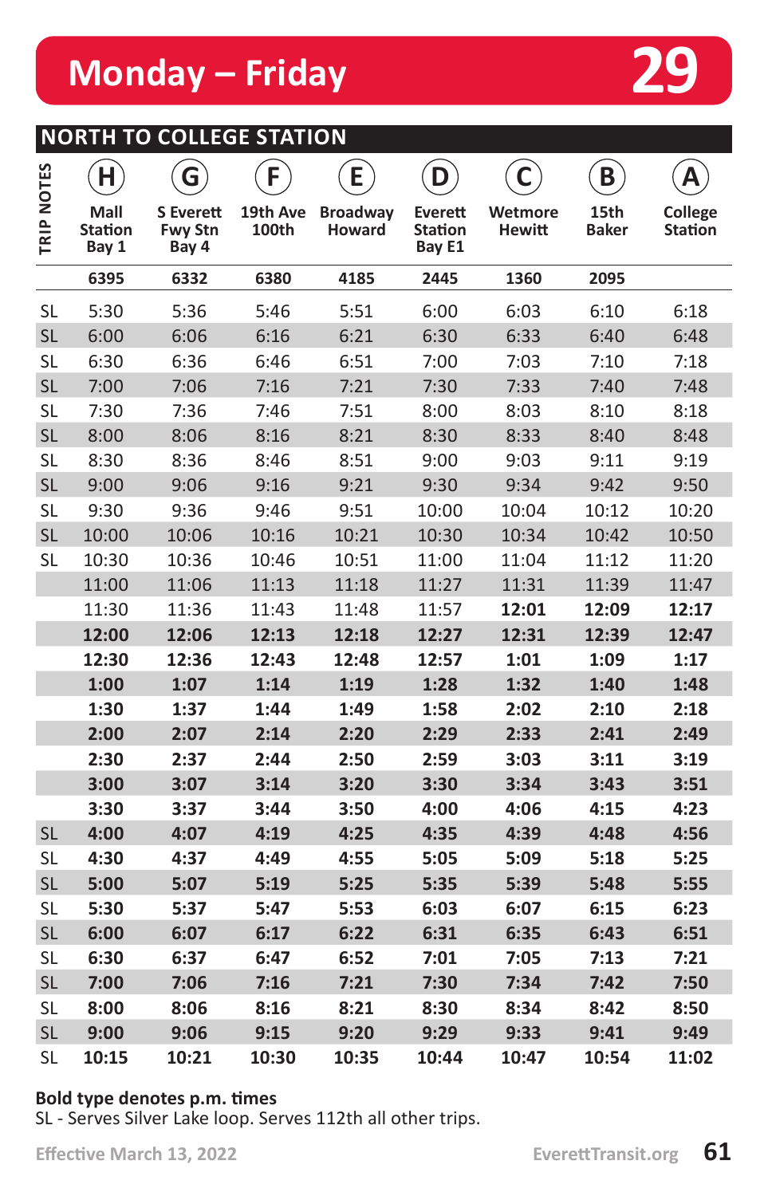# Monday – Friday

# 29

## NORTH TO COLLEGE STATION

| TRIP NOTES | H Mall Station Bay 1 | G S Everett Fwy Stn Bay 4 | F 19th Ave 100th | E Broadway Howard | D Everett Station Bay E1 | C Wetmore Hewitt | B 15th Baker | A College Station |
|---|---|---|---|---|---|---|---|---|
| | 6395 | 6332 | 6380 | 4185 | 2445 | 1360 | 2095 | |
| SL | 5:30 | 5:36 | 5:46 | 5:51 | 6:00 | 6:03 | 6:10 | 6:18 |
| SL | 6:00 | 6:06 | 6:16 | 6:21 | 6:30 | 6:33 | 6:40 | 6:48 |
| SL | 6:30 | 6:36 | 6:46 | 6:51 | 7:00 | 7:03 | 7:10 | 7:18 |
| SL | 7:00 | 7:06 | 7:16 | 7:21 | 7:30 | 7:33 | 7:40 | 7:48 |
| SL | 7:30 | 7:36 | 7:46 | 7:51 | 8:00 | 8:03 | 8:10 | 8:18 |
| SL | 8:00 | 8:06 | 8:16 | 8:21 | 8:30 | 8:33 | 8:40 | 8:48 |
| SL | 8:30 | 8:36 | 8:46 | 8:51 | 9:00 | 9:03 | 9:11 | 9:19 |
| SL | 9:00 | 9:06 | 9:16 | 9:21 | 9:30 | 9:34 | 9:42 | 9:50 |
| SL | 9:30 | 9:36 | 9:46 | 9:51 | 10:00 | 10:04 | 10:12 | 10:20 |
| SL | 10:00 | 10:06 | 10:16 | 10:21 | 10:30 | 10:34 | 10:42 | 10:50 |
| SL | 10:30 | 10:36 | 10:46 | 10:51 | 11:00 | 11:04 | 11:12 | 11:20 |
| | 11:00 | 11:06 | 11:13 | 11:18 | 11:27 | 11:31 | 11:39 | 11:47 |
| | 11:30 | 11:36 | 11:43 | 11:48 | 11:57 | **12:01** | **12:09** | **12:17** |
| | **12:00** | **12:06** | **12:13** | **12:18** | **12:27** | **12:31** | **12:39** | **12:47** |
| | **12:30** | **12:36** | **12:43** | **12:48** | **12:57** | **1:01** | **1:09** | **1:17** |
| | **1:00** | **1:07** | **1:14** | **1:19** | **1:28** | **1:32** | **1:40** | **1:48** |
| | **1:30** | **1:37** | **1:44** | **1:49** | **1:58** | **2:02** | **2:10** | **2:18** |
| | **2:00** | **2:07** | **2:14** | **2:20** | **2:29** | **2:33** | **2:41** | **2:49** |
| | **2:30** | **2:37** | **2:44** | **2:50** | **2:59** | **3:03** | **3:11** | **3:19** |
| | **3:00** | **3:07** | **3:14** | **3:20** | **3:30** | **3:34** | **3:43** | **3:51** |
| | **3:30** | **3:37** | **3:44** | **3:50** | **4:00** | **4:06** | **4:15** | **4:23** |
| SL | **4:00** | **4:07** | **4:19** | **4:25** | **4:35** | **4:39** | **4:48** | **4:56** |
| SL | **4:30** | **4:37** | **4:49** | **4:55** | **5:05** | **5:09** | **5:18** | **5:25** |
| SL | **5:00** | **5:07** | **5:19** | **5:25** | **5:35** | **5:39** | **5:48** | **5:55** |
| SL | **5:30** | **5:37** | **5:47** | **5:53** | **6:03** | **6:07** | **6:15** | **6:23** |
| SL | **6:00** | **6:07** | **6:17** | **6:22** | **6:31** | **6:35** | **6:43** | **6:51** |
| SL | **6:30** | **6:37** | **6:47** | **6:52** | **7:01** | **7:05** | **7:13** | **7:21** |
| SL | **7:00** | **7:06** | **7:16** | **7:21** | **7:30** | **7:34** | **7:42** | **7:50** |
| SL | **8:00** | **8:06** | **8:16** | **8:21** | **8:30** | **8:34** | **8:42** | **8:50** |
| SL | **9:00** | **9:06** | **9:15** | **9:20** | **9:29** | **9:33** | **9:41** | **9:49** |
| SL | **10:15** | **10:21** | **10:30** | **10:35** | **10:44** | **10:47** | **10:54** | **11:02** |

**Bold type denotes p.m. times**

SL - Serves Silver Lake loop. Serves 112th all other trips.

Effective March 13, 2022

EverettTransit.org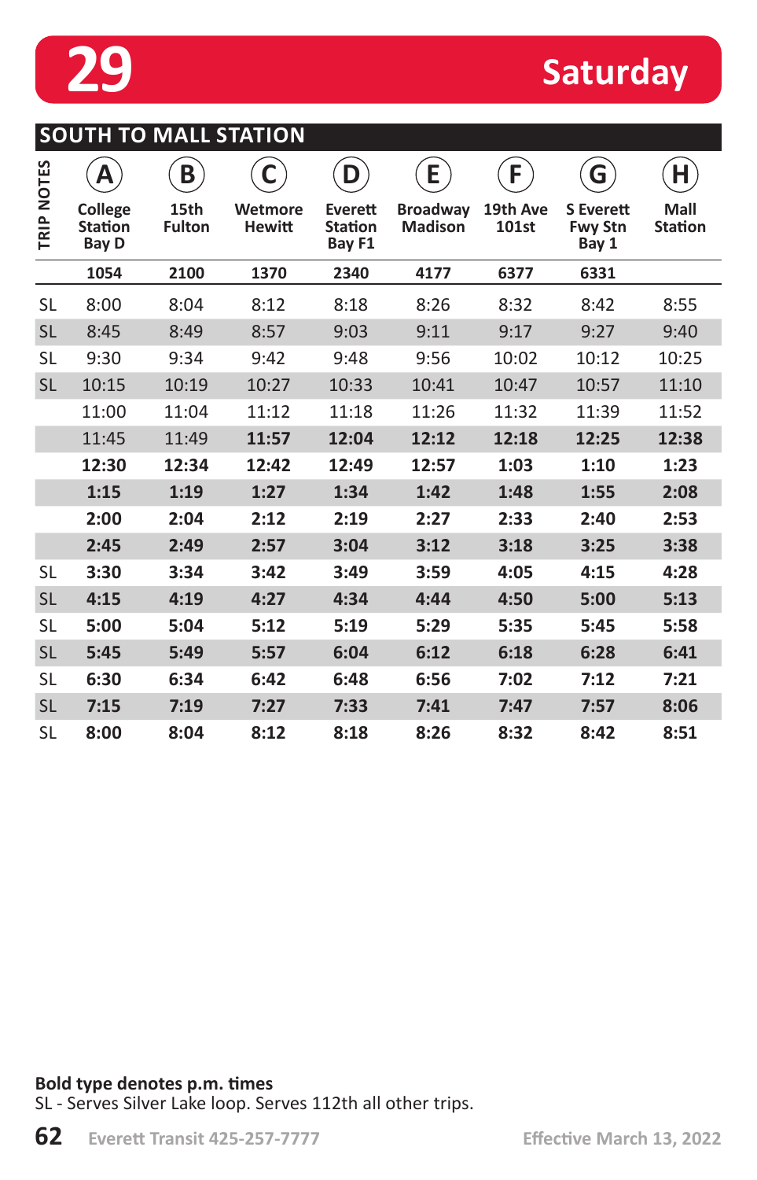# 29 Saturday

## SOUTH TO MALL STATION

| TRIP NOTES | A College Station Bay D | B 15th Fulton | C Wetmore Hewitt | D Everett Station Bay F1 | E Broadway Madison | F 19th Ave 101st | G S Everett Fwy Stn Bay 1 | H Mall Station |
|---|---|---|---|---|---|---|---|---|
| | 1054 | 2100 | 1370 | 2340 | 4177 | 6377 | 6331 | |
| SL | 8:00 | 8:04 | 8:12 | 8:18 | 8:26 | 8:32 | 8:42 | 8:55 |
| SL | 8:45 | 8:49 | 8:57 | 9:03 | 9:11 | 9:17 | 9:27 | 9:40 |
| SL | 9:30 | 9:34 | 9:42 | 9:48 | 9:56 | 10:02 | 10:12 | 10:25 |
| SL | 10:15 | 10:19 | 10:27 | 10:33 | 10:41 | 10:47 | 10:57 | 11:10 |
| | 11:00 | 11:04 | 11:12 | 11:18 | 11:26 | 11:32 | 11:39 | 11:52 |
| | 11:45 | 11:49 | **11:57** | **12:04** | **12:12** | **12:18** | **12:25** | **12:38** |
| | **12:30** | **12:34** | **12:42** | **12:49** | **12:57** | **1:03** | **1:10** | **1:23** |
| | **1:15** | **1:19** | **1:27** | **1:34** | **1:42** | **1:48** | **1:55** | **2:08** |
| | **2:00** | **2:04** | **2:12** | **2:19** | **2:27** | **2:33** | **2:40** | **2:53** |
| | **2:45** | **2:49** | **2:57** | **3:04** | **3:12** | **3:18** | **3:25** | **3:38** |
| SL | **3:30** | **3:34** | **3:42** | **3:49** | **3:59** | **4:05** | **4:15** | **4:28** |
| SL | **4:15** | **4:19** | **4:27** | **4:34** | **4:44** | **4:50** | **5:00** | **5:13** |
| SL | **5:00** | **5:04** | **5:12** | **5:19** | **5:29** | **5:35** | **5:45** | **5:58** |
| SL | **5:45** | **5:49** | **5:57** | **6:04** | **6:12** | **6:18** | **6:28** | **6:41** |
| SL | **6:30** | **6:34** | **6:42** | **6:48** | **6:56** | **7:02** | **7:12** | **7:21** |
| SL | **7:15** | **7:19** | **7:27** | **7:33** | **7:41** | **7:47** | **7:57** | **8:06** |
| SL | **8:00** | **8:04** | **8:12** | **8:18** | **8:26** | **8:32** | **8:42** | **8:51** |

**Bold type denotes p.m. times**
SL - Serves Silver Lake loop. Serves 112th all other trips.

Everett Transit 425-257-7777 Effective March 13, 2022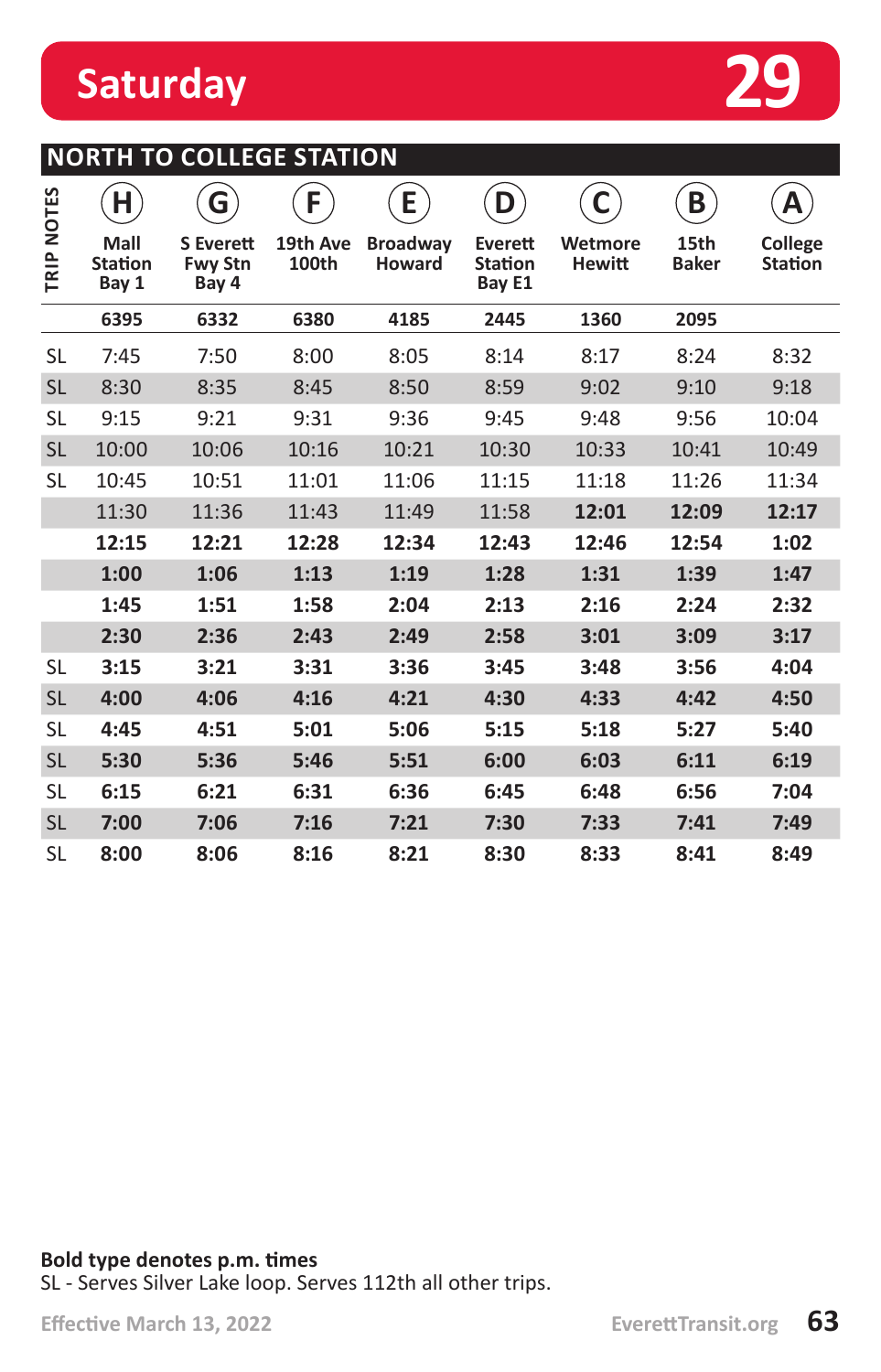# Saturday 29

## NORTH TO COLLEGE STATION

| TRIP NOTES | (H) Mall Station Bay 1 | (G) S Everett Fwy Stn Bay 4 | (F) 19th Ave 100th | (E) Broadway Howard | (D) Everett Station Bay E1 | (C) Wetmore Hewitt | (B) 15th Baker | (A) College Station |
|---|---|---|---|---|---|---|---|---|
| | 6395 | 6332 | 6380 | 4185 | 2445 | 1360 | 2095 | |
| SL | 7:45 | 7:50 | 8:00 | 8:05 | 8:14 | 8:17 | 8:24 | 8:32 |
| SL | 8:30 | 8:35 | 8:45 | 8:50 | 8:59 | 9:02 | 9:10 | 9:18 |
| SL | 9:15 | 9:21 | 9:31 | 9:36 | 9:45 | 9:48 | 9:56 | 10:04 |
| SL | 10:00 | 10:06 | 10:16 | 10:21 | 10:30 | 10:33 | 10:41 | 10:49 |
| SL | 10:45 | 10:51 | 11:01 | 11:06 | 11:15 | 11:18 | 11:26 | 11:34 |
| | 11:30 | 11:36 | 11:43 | 11:49 | 11:58 | **12:01** | **12:09** | **12:17** |
| | **12:15** | **12:21** | **12:28** | **12:34** | **12:43** | **12:46** | **12:54** | **1:02** |
| | **1:00** | **1:06** | **1:13** | **1:19** | **1:28** | **1:31** | **1:39** | **1:47** |
| | **1:45** | **1:51** | **1:58** | **2:04** | **2:13** | **2:16** | **2:24** | **2:32** |
| | **2:30** | **2:36** | **2:43** | **2:49** | **2:58** | **3:01** | **3:09** | **3:17** |
| SL | **3:15** | **3:21** | **3:31** | **3:36** | **3:45** | **3:48** | **3:56** | **4:04** |
| SL | **4:00** | **4:06** | **4:16** | **4:21** | **4:30** | **4:33** | **4:42** | **4:50** |
| SL | **4:45** | **4:51** | **5:01** | **5:06** | **5:15** | **5:18** | **5:27** | **5:40** |
| SL | **5:30** | **5:36** | **5:46** | **5:51** | **6:00** | **6:03** | **6:11** | **6:19** |
| SL | **6:15** | **6:21** | **6:31** | **6:36** | **6:45** | **6:48** | **6:56** | **7:04** |
| SL | **7:00** | **7:06** | **7:16** | **7:21** | **7:30** | **7:33** | **7:41** | **7:49** |
| SL | **8:00** | **8:06** | **8:16** | **8:21** | **8:30** | **8:33** | **8:41** | **8:49** |

**Bold type denotes p.m. times**

SL - Serves Silver Lake loop. Serves 112th all other trips.

Effective March 13, 2022

EverettTransit.org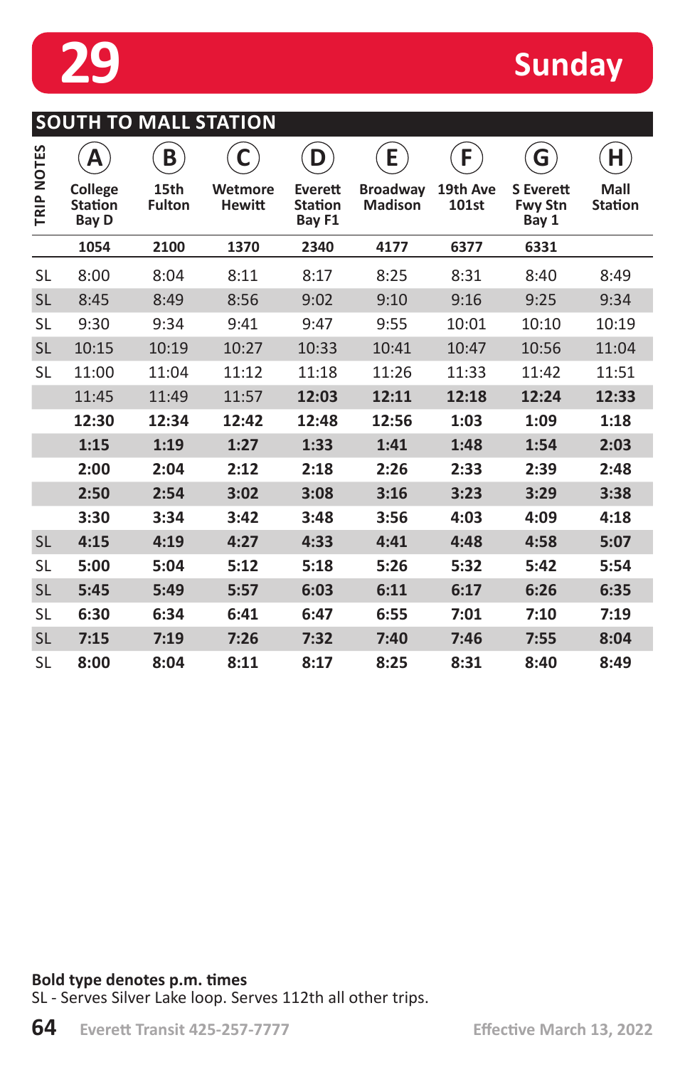# 29 Sunday

## SOUTH TO MALL STATION

| TRIP NOTES | A College Station Bay D | B 15th Fulton | C Wetmore Hewitt | D Everett Station Bay F1 | E Broadway Madison | F 19th Ave 101st | G S Everett Fwy Stn Bay 1 | H Mall Station |
|---|---|---|---|---|---|---|---|---|
| | 1054 | 2100 | 1370 | 2340 | 4177 | 6377 | 6331 | |
| SL | 8:00 | 8:04 | 8:11 | 8:17 | 8:25 | 8:31 | 8:40 | 8:49 |
| SL | 8:45 | 8:49 | 8:56 | 9:02 | 9:10 | 9:16 | 9:25 | 9:34 |
| SL | 9:30 | 9:34 | 9:41 | 9:47 | 9:55 | 10:01 | 10:10 | 10:19 |
| SL | 10:15 | 10:19 | 10:27 | 10:33 | 10:41 | 10:47 | 10:56 | 11:04 |
| SL | 11:00 | 11:04 | 11:12 | 11:18 | 11:26 | 11:33 | 11:42 | 11:51 |
| | 11:45 | 11:49 | 11:57 | **12:03** | **12:11** | **12:18** | **12:24** | **12:33** |
| | **12:30** | **12:34** | **12:42** | **12:48** | **12:56** | **1:03** | **1:09** | **1:18** |
| | **1:15** | **1:19** | **1:27** | **1:33** | **1:41** | **1:48** | **1:54** | **2:03** |
| | **2:00** | **2:04** | **2:12** | **2:18** | **2:26** | **2:33** | **2:39** | **2:48** |
| | **2:50** | **2:54** | **3:02** | **3:08** | **3:16** | **3:23** | **3:29** | **3:38** |
| | **3:30** | **3:34** | **3:42** | **3:48** | **3:56** | **4:03** | **4:09** | **4:18** |
| SL | **4:15** | **4:19** | **4:27** | **4:33** | **4:41** | **4:48** | **4:58** | **5:07** |
| SL | **5:00** | **5:04** | **5:12** | **5:18** | **5:26** | **5:32** | **5:42** | **5:54** |
| SL | **5:45** | **5:49** | **5:57** | **6:03** | **6:11** | **6:17** | **6:26** | **6:35** |
| SL | **6:30** | **6:34** | **6:41** | **6:47** | **6:55** | **7:01** | **7:10** | **7:19** |
| SL | **7:15** | **7:19** | **7:26** | **7:32** | **7:40** | **7:46** | **7:55** | **8:04** |
| SL | **8:00** | **8:04** | **8:11** | **8:17** | **8:25** | **8:31** | **8:40** | **8:49** |

**Bold type denotes p.m. times**
SL - Serves Silver Lake loop. Serves 112th all other trips.

Everett Transit 425-257-7777 Effective March 13, 2022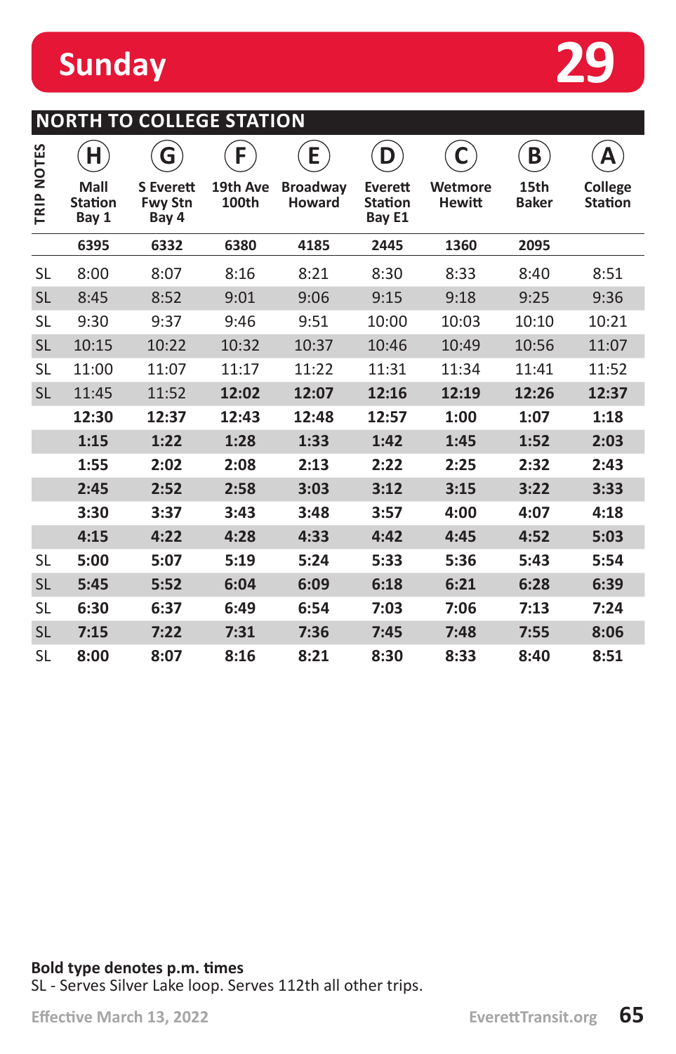# Sunday 29

## NORTH TO COLLEGE STATION

| TRIP NOTES | (H) Mall Station Bay 1 | (G) S Everett Fwy Stn Bay 4 | (F) 19th Ave 100th | (E) Broadway Howard | (D) Everett Station Bay E1 | (C) Wetmore Hewitt | (B) 15th Baker | (A) College Station |
|---|---|---|---|---|---|---|---|---|
| | 6395 | 6332 | 6380 | 4185 | 2445 | 1360 | 2095 | |
| SL | 8:00 | 8:07 | 8:16 | 8:21 | 8:30 | 8:33 | 8:40 | 8:51 |
| SL | 8:45 | 8:52 | 9:01 | 9:06 | 9:15 | 9:18 | 9:25 | 9:36 |
| SL | 9:30 | 9:37 | 9:46 | 9:51 | 10:00 | 10:03 | 10:10 | 10:21 |
| SL | 10:15 | 10:22 | 10:32 | 10:37 | 10:46 | 10:49 | 10:56 | 11:07 |
| SL | 11:00 | 11:07 | 11:17 | 11:22 | 11:31 | 11:34 | 11:41 | 11:52 |
| SL | 11:45 | 11:52 | **12:02** | **12:07** | **12:16** | **12:19** | **12:26** | **12:37** |
| | **12:30** | **12:37** | **12:43** | **12:48** | **12:57** | **1:00** | **1:07** | **1:18** |
| | **1:15** | **1:22** | **1:28** | **1:33** | **1:42** | **1:45** | **1:52** | **2:03** |
| | **1:55** | **2:02** | **2:08** | **2:13** | **2:22** | **2:25** | **2:32** | **2:43** |
| | **2:45** | **2:52** | **2:58** | **3:03** | **3:12** | **3:15** | **3:22** | **3:33** |
| | **3:30** | **3:37** | **3:43** | **3:48** | **3:57** | **4:00** | **4:07** | **4:18** |
| | **4:15** | **4:22** | **4:28** | **4:33** | **4:42** | **4:45** | **4:52** | **5:03** |
| SL | **5:00** | **5:07** | **5:19** | **5:24** | **5:33** | **5:36** | **5:43** | **5:54** |
| SL | **5:45** | **5:52** | **6:04** | **6:09** | **6:18** | **6:21** | **6:28** | **6:39** |
| SL | **6:30** | **6:37** | **6:49** | **6:54** | **7:03** | **7:06** | **7:13** | **7:24** |
| SL | **7:15** | **7:22** | **7:31** | **7:36** | **7:45** | **7:48** | **7:55** | **8:06** |
| SL | **8:00** | **8:07** | **8:16** | **8:21** | **8:30** | **8:33** | **8:40** | **8:51** |

**Bold type denotes p.m. times**

SL - Serves Silver Lake loop. Serves 112th all other trips.

Effective March 13, 2022

EverettTransit.org